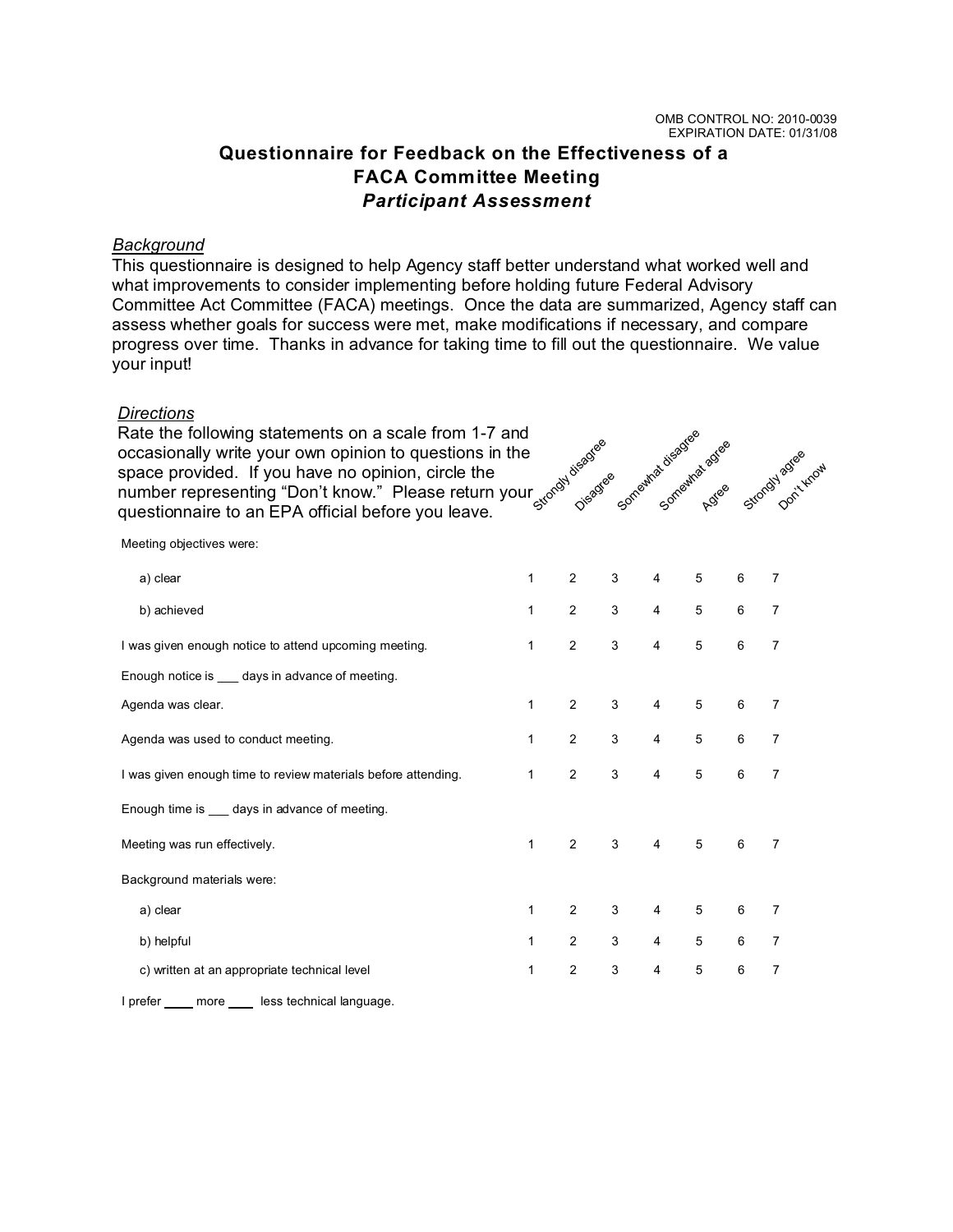OMB CONTROL NO: 2010-0039
EXPIRATION DATE: 01/31/08

# Questionnaire for Feedback on the Effectiveness of a FACA Committee Meeting

## *Participant Assessment*

*Background*

This questionnaire is designed to help Agency staff better understand what worked well and what improvements to consider implementing before holding future Federal Advisory Committee Act Committee (FACA) meetings. Once the data are summarized, Agency staff can assess whether goals for success were met, make modifications if necessary, and compare progress over time. Thanks in advance for taking time to fill out the questionnaire. We value your input!

*Directions*

Rate the following statements on a scale from 1-7 and occasionally write your own opinion to questions in the space provided. If you have no opinion, circle the number representing "Don't know." Please return your questionnaire to an EPA official before you leave.

| | Strongly disagree | Disagree | Somewhat disagree | Somewhat agree | Agree | Strongly agree | Don't know |
|---|---|---|---|---|---|---|---|
| Meeting objectives were: | | | | | | | |
| a) clear | 1 | 2 | 3 | 4 | 5 | 6 | 7 |
| b) achieved | 1 | 2 | 3 | 4 | 5 | 6 | 7 |
| I was given enough notice to attend upcoming meeting. | 1 | 2 | 3 | 4 | 5 | 6 | 7 |
| Enough notice is ___ days in advance of meeting. | | | | | | | |
| Agenda was clear. | 1 | 2 | 3 | 4 | 5 | 6 | 7 |
| Agenda was used to conduct meeting. | 1 | 2 | 3 | 4 | 5 | 6 | 7 |
| I was given enough time to review materials before attending. | 1 | 2 | 3 | 4 | 5 | 6 | 7 |
| Enough time is ___ days in advance of meeting. | | | | | | | |
| Meeting was run effectively. | 1 | 2 | 3 | 4 | 5 | 6 | 7 |
| Background materials were: | | | | | | | |
| a) clear | 1 | 2 | 3 | 4 | 5 | 6 | 7 |
| b) helpful | 1 | 2 | 3 | 4 | 5 | 6 | 7 |
| c) written at an appropriate technical level | 1 | 2 | 3 | 4 | 5 | 6 | 7 |

I prefer ____ more ____ less technical language.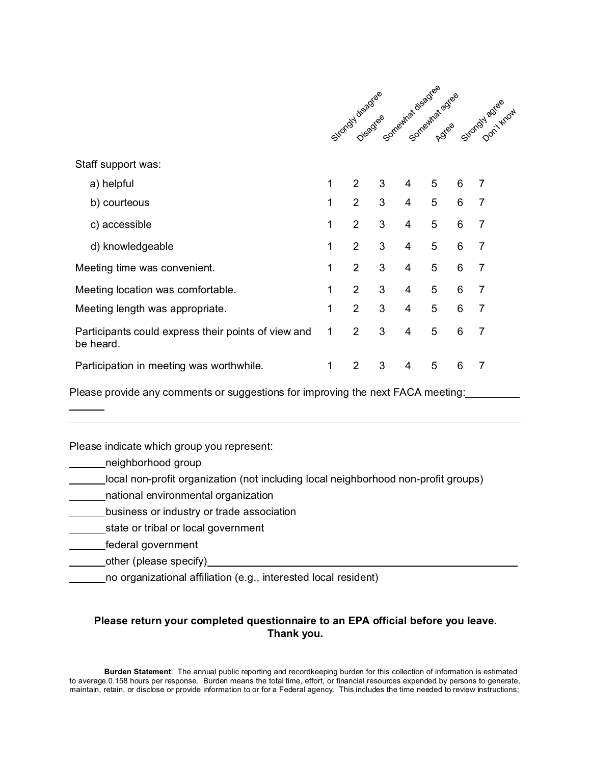| | Strongly disagree | Disagree | Somewhat disagree | Somewhat agree | Agree | Strongly agree | Don't know |
|---|---|---|---|---|---|---|---|
| Staff support was: | | | | | | | |
| a) helpful | 1 | 2 | 3 | 4 | 5 | 6 | 7 |
| b) courteous | 1 | 2 | 3 | 4 | 5 | 6 | 7 |
| c) accessible | 1 | 2 | 3 | 4 | 5 | 6 | 7 |
| d) knowledgeable | 1 | 2 | 3 | 4 | 5 | 6 | 7 |
| Meeting time was convenient. | 1 | 2 | 3 | 4 | 5 | 6 | 7 |
| Meeting location was comfortable. | 1 | 2 | 3 | 4 | 5 | 6 | 7 |
| Meeting length was appropriate. | 1 | 2 | 3 | 4 | 5 | 6 | 7 |
| Participants could express their points of view and be heard. | 1 | 2 | 3 | 4 | 5 | 6 | 7 |
| Participation in meeting was worthwhile. | 1 | 2 | 3 | 4 | 5 | 6 | 7 |

Please provide any comments or suggestions for improving the next FACA meeting:__________
______

________________________________________________________________________________

Please indicate which group you represent:

______neighborhood group

______local non-profit organization (not including local neighborhood non-profit groups)

______national environmental organization

______business or industry or trade association

______state or tribal or local government

______federal government

______other (please specify)________________________________________________

______no organizational affiliation (e.g., interested local resident)

**Please return your completed questionnaire to an EPA official before you leave.**
**Thank you.**

**Burden Statement**: The annual public reporting and recordkeeping burden for this collection of information is estimated to average 0.158 hours per response. Burden means the total time, effort, or financial resources expended by persons to generate, maintain, retain, or disclose or provide information to or for a Federal agency. This includes the time needed to review instructions;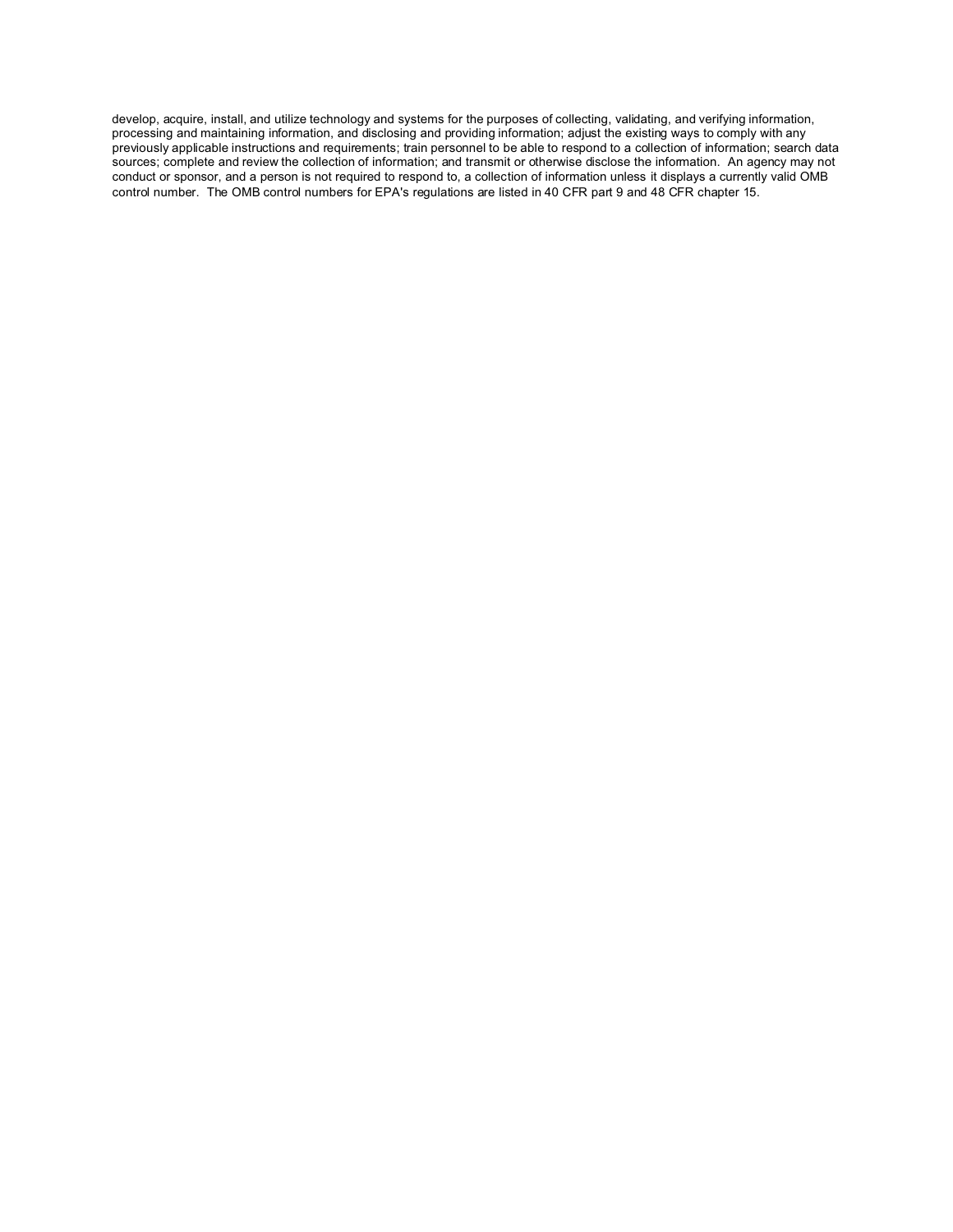develop, acquire, install, and utilize technology and systems for the purposes of collecting, validating, and verifying information, processing and maintaining information, and disclosing and providing information; adjust the existing ways to comply with any previously applicable instructions and requirements; train personnel to be able to respond to a collection of information; search data sources; complete and review the collection of information; and transmit or otherwise disclose the information. An agency may not conduct or sponsor, and a person is not required to respond to, a collection of information unless it displays a currently valid OMB control number. The OMB control numbers for EPA's regulations are listed in 40 CFR part 9 and 48 CFR chapter 15.